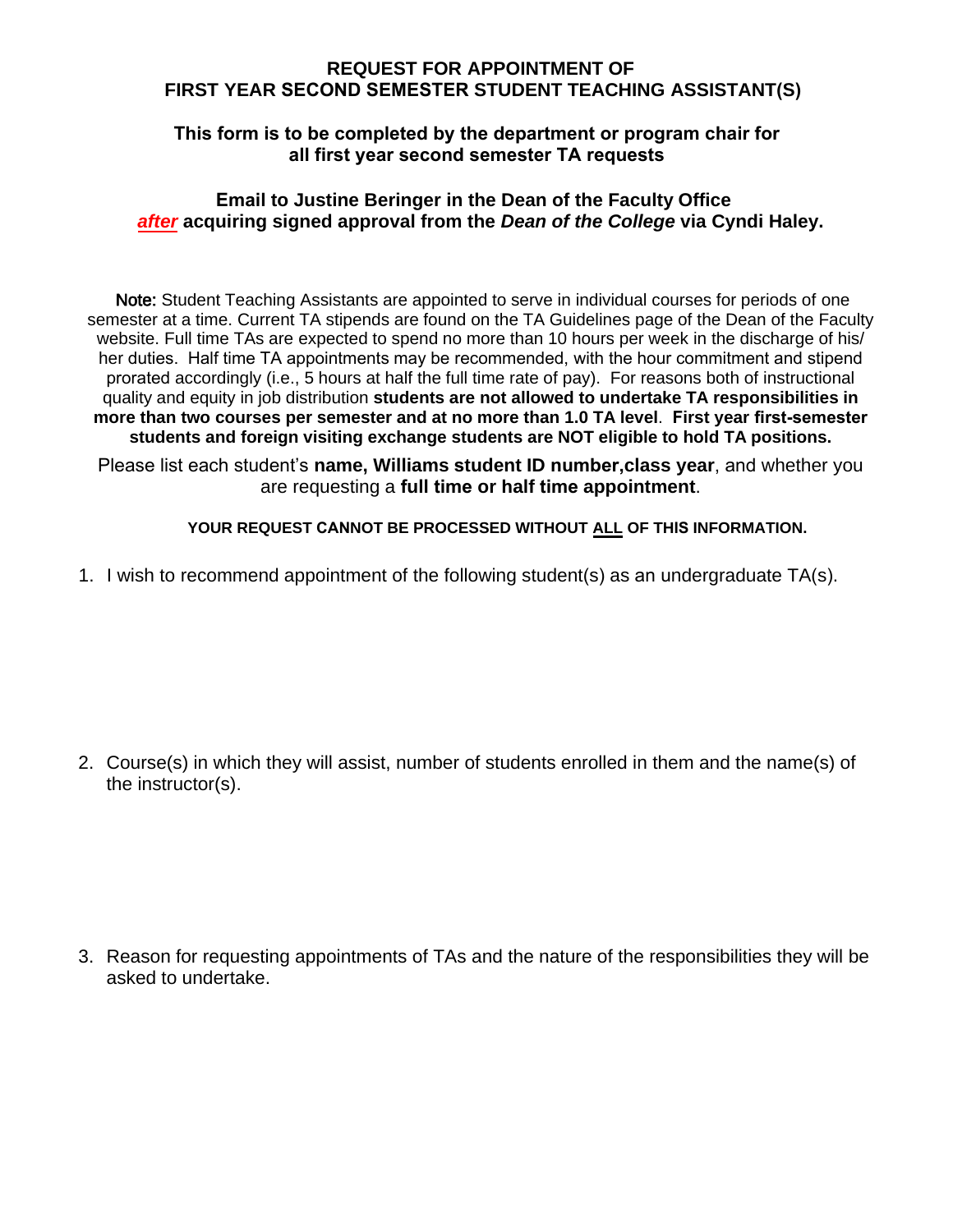# REQUEST FOR APPOINTMENT OF FIRST YEAR SECOND SEMESTER STUDENT TEACHING ASSISTANT(S)

**This form is to be completed by the department or program chair for all first year second semester TA requests**

**Email to Justine Beringer in the Dean of the Faculty Office *after* acquiring signed approval from the *Dean of the College* via Cyndi Haley.**

Note: Student Teaching Assistants are appointed to serve in individual courses for periods of one semester at a time. Current TA stipends are found on the TA Guidelines page of the Dean of the Faculty website. Full time TAs are expected to spend no more than 10 hours per week in the discharge of his/her duties. Half time TA appointments may be recommended, with the hour commitment and stipend prorated accordingly (i.e., 5 hours at half the full time rate of pay). For reasons both of instructional quality and equity in job distribution **students are not allowed to undertake TA responsibilities in more than two courses per semester and at no more than 1.0 TA level**. **First year first-semester students and foreign visiting exchange students are NOT eligible to hold TA positions.**

Please list each student's **name, Williams student ID number,class year**, and whether you are requesting a **full time or half time appointment**.

**YOUR REQUEST CANNOT BE PROCESSED WITHOUT ALL OF THIS INFORMATION.**

1. I wish to recommend appointment of the following student(s) as an undergraduate TA(s).

2. Course(s) in which they will assist, number of students enrolled in them and the name(s) of the instructor(s).

3. Reason for requesting appointments of TAs and the nature of the responsibilities they will be asked to undertake.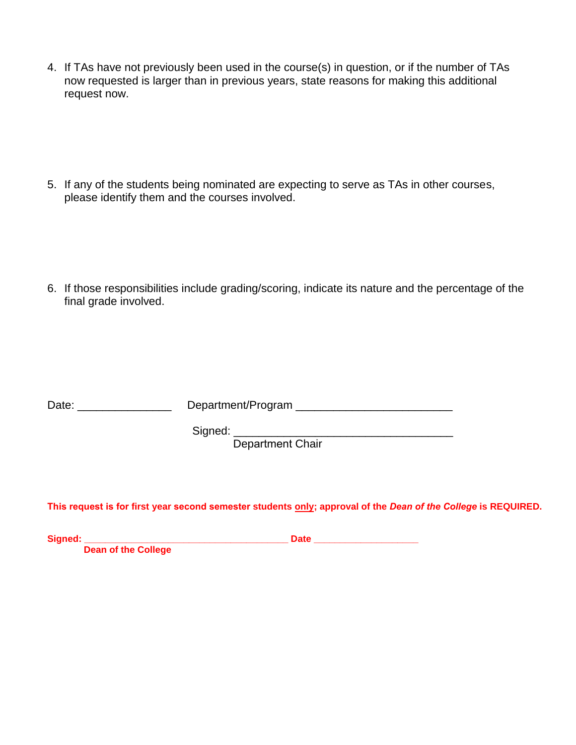4. If TAs have not previously been used in the course(s) in question, or if the number of TAs now requested is larger than in previous years, state reasons for making this additional request now.

5. If any of the students being nominated are expecting to serve as TAs in other courses, please identify them and the courses involved.

6. If those responsibilities include grading/scoring, indicate its nature and the percentage of the final grade involved.

Date: _______________ Department/Program _________________________

Signed: ___________________________________
Department Chair

**This request is for first year second semester students <u>only</u>; approval of the *Dean of the College* is REQUIRED.**

**Signed:** _____________________________________ **Date** ___________________
**Dean of the College**